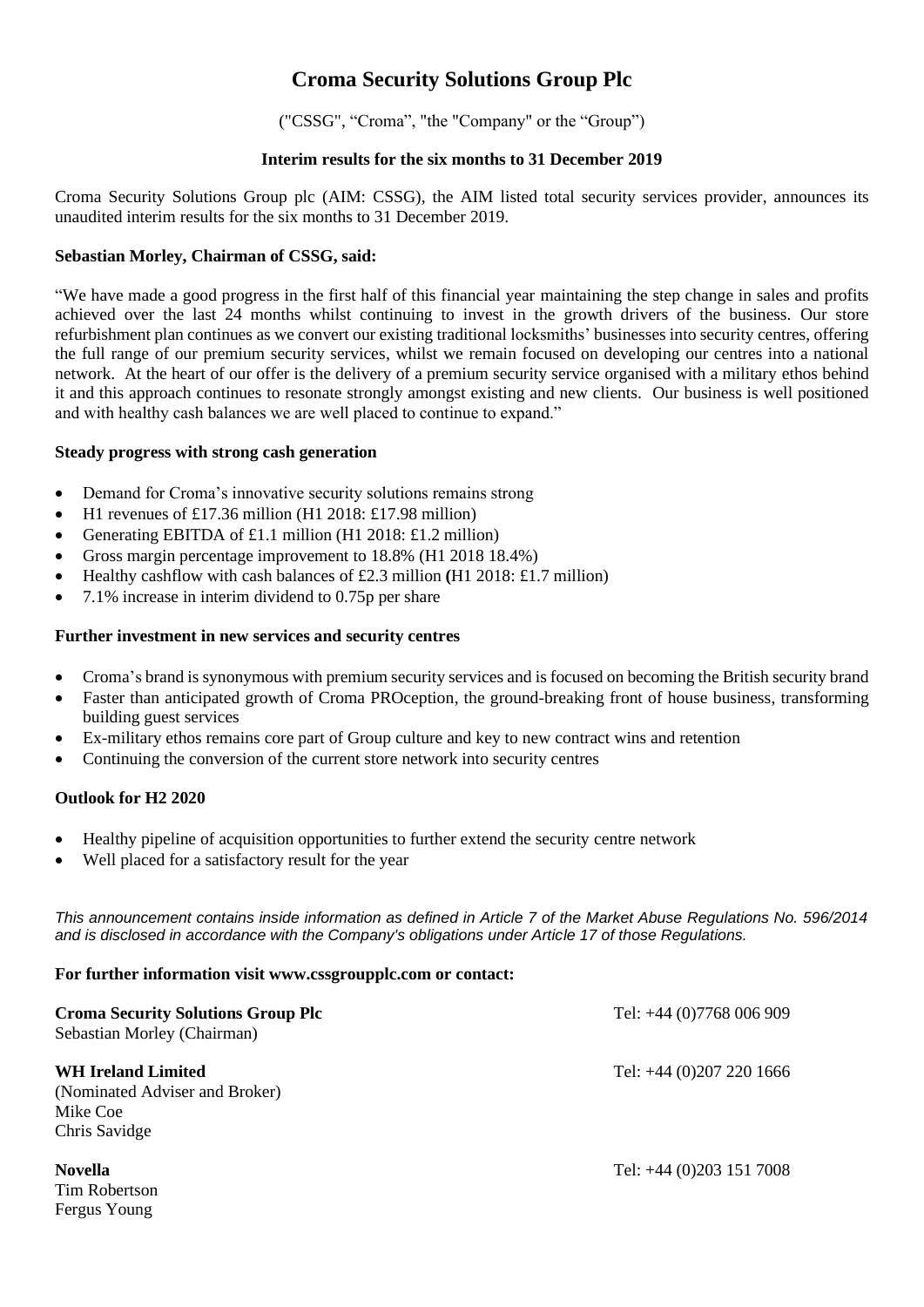# Croma Security Solutions Group Plc

("CSSG", "Croma", "the "Company" or the "Group")

**Interim results for the six months to 31 December 2019**

Croma Security Solutions Group plc (AIM: CSSG), the AIM listed total security services provider, announces its unaudited interim results for the six months to 31 December 2019.

**Sebastian Morley, Chairman of CSSG, said:**

"We have made a good progress in the first half of this financial year maintaining the step change in sales and profits achieved over the last 24 months whilst continuing to invest in the growth drivers of the business. Our store refurbishment plan continues as we convert our existing traditional locksmiths' businesses into security centres, offering the full range of our premium security services, whilst we remain focused on developing our centres into a national network. At the heart of our offer is the delivery of a premium security service organised with a military ethos behind it and this approach continues to resonate strongly amongst existing and new clients. Our business is well positioned and with healthy cash balances we are well placed to continue to expand."

**Steady progress with strong cash generation**

- Demand for Croma's innovative security solutions remains strong
- H1 revenues of £17.36 million (H1 2018: £17.98 million)
- Generating EBITDA of £1.1 million (H1 2018: £1.2 million)
- Gross margin percentage improvement to 18.8% (H1 2018 18.4%)
- Healthy cashflow with cash balances of £2.3 million **(**H1 2018: £1.7 million)
- 7.1% increase in interim dividend to 0.75p per share

**Further investment in new services and security centres**

- Croma's brand is synonymous with premium security services and is focused on becoming the British security brand
- Faster than anticipated growth of Croma PROception, the ground-breaking front of house business, transforming building guest services
- Ex-military ethos remains core part of Group culture and key to new contract wins and retention
- Continuing the conversion of the current store network into security centres

**Outlook for H2 2020**

- Healthy pipeline of acquisition opportunities to further extend the security centre network
- Well placed for a satisfactory result for the year

*This announcement contains inside information as defined in Article 7 of the Market Abuse Regulations No. 596/2014 and is disclosed in accordance with the Company's obligations under Article 17 of those Regulations.*

**For further information visit www.cssgroupplc.com or contact:**

**Croma Security Solutions Group Plc** — Tel: +44 (0)7768 006 909
Sebastian Morley (Chairman)

**WH Ireland Limited** — Tel: +44 (0)207 220 1666
(Nominated Adviser and Broker)
Mike Coe
Chris Savidge

**Novella** — Tel: +44 (0)203 151 7008
Tim Robertson
Fergus Young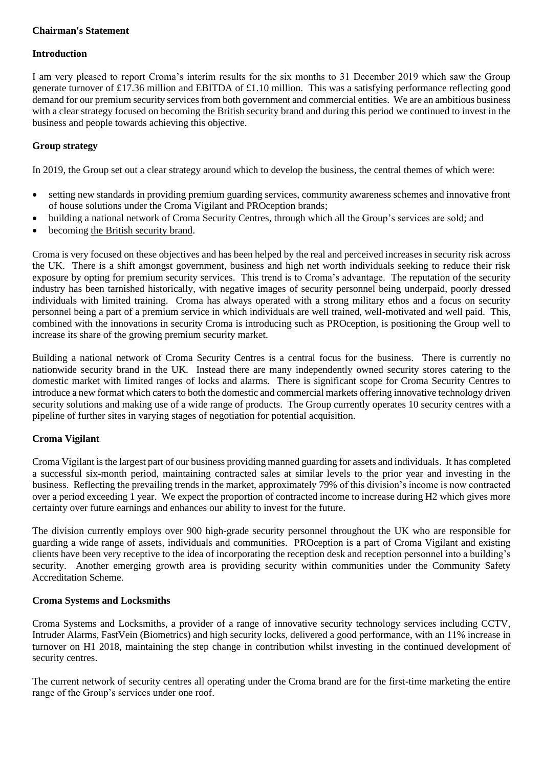**Chairman's Statement**

**Introduction**

I am very pleased to report Croma's interim results for the six months to 31 December 2019 which saw the Group generate turnover of £17.36 million and EBITDA of £1.10 million. This was a satisfying performance reflecting good demand for our premium security services from both government and commercial entities. We are an ambitious business with a clear strategy focused on becoming the British security brand and during this period we continued to invest in the business and people towards achieving this objective.

**Group strategy**

In 2019, the Group set out a clear strategy around which to develop the business, the central themes of which were:

- setting new standards in providing premium guarding services, community awareness schemes and innovative front of house solutions under the Croma Vigilant and PROception brands;
- building a national network of Croma Security Centres, through which all the Group's services are sold; and
- becoming the British security brand.

Croma is very focused on these objectives and has been helped by the real and perceived increases in security risk across the UK. There is a shift amongst government, business and high net worth individuals seeking to reduce their risk exposure by opting for premium security services. This trend is to Croma's advantage. The reputation of the security industry has been tarnished historically, with negative images of security personnel being underpaid, poorly dressed individuals with limited training. Croma has always operated with a strong military ethos and a focus on security personnel being a part of a premium service in which individuals are well trained, well-motivated and well paid. This, combined with the innovations in security Croma is introducing such as PROception, is positioning the Group well to increase its share of the growing premium security market.

Building a national network of Croma Security Centres is a central focus for the business. There is currently no nationwide security brand in the UK. Instead there are many independently owned security stores catering to the domestic market with limited ranges of locks and alarms. There is significant scope for Croma Security Centres to introduce a new format which caters to both the domestic and commercial markets offering innovative technology driven security solutions and making use of a wide range of products. The Group currently operates 10 security centres with a pipeline of further sites in varying stages of negotiation for potential acquisition.

**Croma Vigilant**

Croma Vigilant is the largest part of our business providing manned guarding for assets and individuals. It has completed a successful six-month period, maintaining contracted sales at similar levels to the prior year and investing in the business. Reflecting the prevailing trends in the market, approximately 79% of this division's income is now contracted over a period exceeding 1 year. We expect the proportion of contracted income to increase during H2 which gives more certainty over future earnings and enhances our ability to invest for the future.

The division currently employs over 900 high-grade security personnel throughout the UK who are responsible for guarding a wide range of assets, individuals and communities. PROception is a part of Croma Vigilant and existing clients have been very receptive to the idea of incorporating the reception desk and reception personnel into a building's security. Another emerging growth area is providing security within communities under the Community Safety Accreditation Scheme.

**Croma Systems and Locksmiths**

Croma Systems and Locksmiths, a provider of a range of innovative security technology services including CCTV, Intruder Alarms, FastVein (Biometrics) and high security locks, delivered a good performance, with an 11% increase in turnover on H1 2018, maintaining the step change in contribution whilst investing in the continued development of security centres.

The current network of security centres all operating under the Croma brand are for the first-time marketing the entire range of the Group's services under one roof.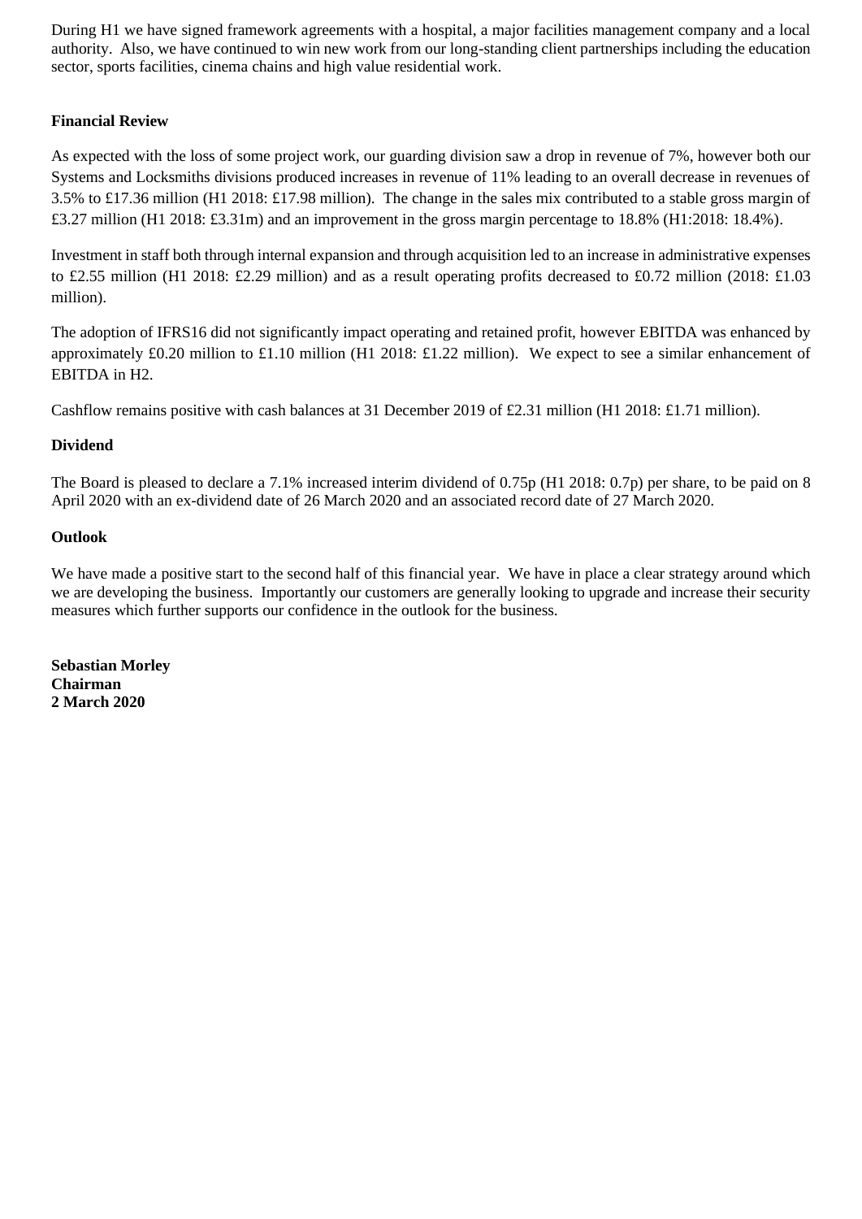During H1 we have signed framework agreements with a hospital, a major facilities management company and a local authority. Also, we have continued to win new work from our long-standing client partnerships including the education sector, sports facilities, cinema chains and high value residential work.

**Financial Review**

As expected with the loss of some project work, our guarding division saw a drop in revenue of 7%, however both our Systems and Locksmiths divisions produced increases in revenue of 11% leading to an overall decrease in revenues of 3.5% to £17.36 million (H1 2018: £17.98 million). The change in the sales mix contributed to a stable gross margin of £3.27 million (H1 2018: £3.31m) and an improvement in the gross margin percentage to 18.8% (H1:2018: 18.4%).

Investment in staff both through internal expansion and through acquisition led to an increase in administrative expenses to £2.55 million (H1 2018: £2.29 million) and as a result operating profits decreased to £0.72 million (2018: £1.03 million).

The adoption of IFRS16 did not significantly impact operating and retained profit, however EBITDA was enhanced by approximately £0.20 million to £1.10 million (H1 2018: £1.22 million). We expect to see a similar enhancement of EBITDA in H2.

Cashflow remains positive with cash balances at 31 December 2019 of £2.31 million (H1 2018: £1.71 million).

**Dividend**

The Board is pleased to declare a 7.1% increased interim dividend of 0.75p (H1 2018: 0.7p) per share, to be paid on 8 April 2020 with an ex-dividend date of 26 March 2020 and an associated record date of 27 March 2020.

**Outlook**

We have made a positive start to the second half of this financial year. We have in place a clear strategy around which we are developing the business. Importantly our customers are generally looking to upgrade and increase their security measures which further supports our confidence in the outlook for the business.

**Sebastian Morley**
**Chairman**
**2 March 2020**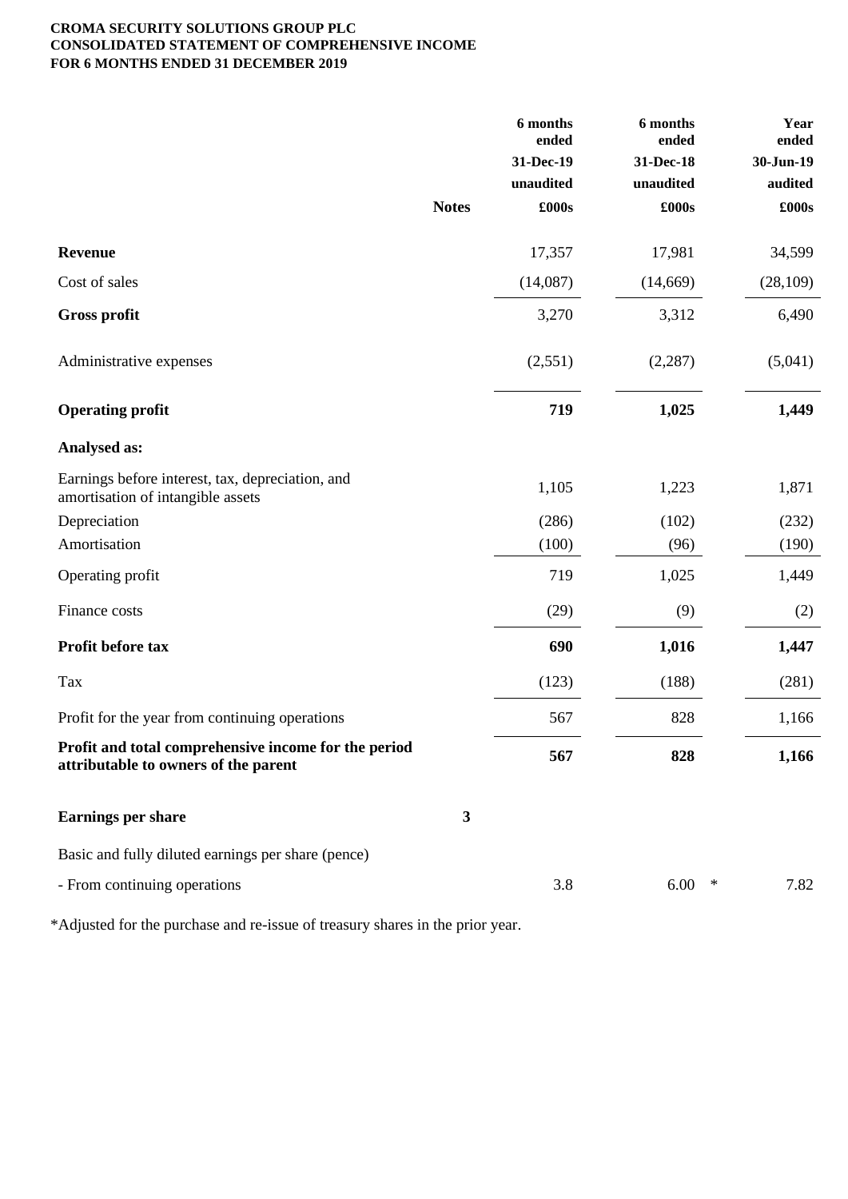**CROMA SECURITY SOLUTIONS GROUP PLC**
**CONSOLIDATED STATEMENT OF COMPREHENSIVE INCOME**
**FOR 6 MONTHS ENDED 31 DECEMBER 2019**

| | Notes | 6 months ended 31-Dec-19 unaudited £000s | 6 months ended 31-Dec-18 unaudited £000s | Year ended 30-Jun-19 audited £000s |
|---|---|---|---|---|
| **Revenue** | | 17,357 | 17,981 | 34,599 |
| Cost of sales | | (14,087) | (14,669) | (28,109) |
| **Gross profit** | | 3,270 | 3,312 | 6,490 |
| Administrative expenses | | (2,551) | (2,287) | (5,041) |
| **Operating profit** | | **719** | **1,025** | **1,449** |
| **Analysed as:** | | | | |
| Earnings before interest, tax, depreciation, and amortisation of intangible assets | | 1,105 | 1,223 | 1,871 |
| Depreciation | | (286) | (102) | (232) |
| Amortisation | | (100) | (96) | (190) |
| Operating profit | | 719 | 1,025 | 1,449 |
| Finance costs | | (29) | (9) | (2) |
| **Profit before tax** | | **690** | **1,016** | **1,447** |
| Tax | | (123) | (188) | (281) |
| Profit for the year from continuing operations | | 567 | 828 | 1,166 |
| **Profit and total comprehensive income for the period attributable to owners of the parent** | | **567** | **828** | **1,166** |
| **Earnings per share** | **3** | | | |
| Basic and fully diluted earnings per share (pence) | | | | |
| - From continuing operations | | 3.8 | 6.00 * | 7.82 |

*Adjusted for the purchase and re-issue of treasury shares in the prior year.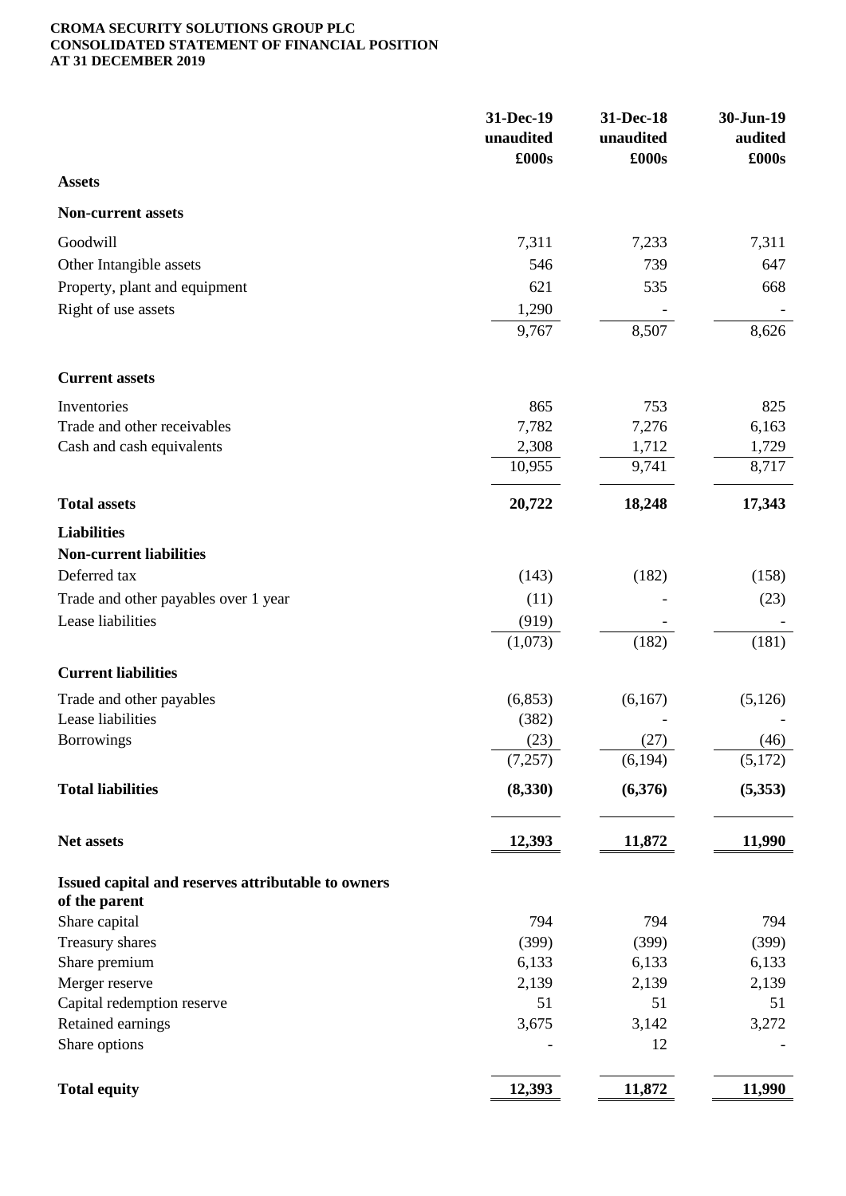**CROMA SECURITY SOLUTIONS GROUP PLC**
**CONSOLIDATED STATEMENT OF FINANCIAL POSITION**
**AT 31 DECEMBER 2019**

| | 31-Dec-19 unaudited £000s | 31-Dec-18 unaudited £000s | 30-Jun-19 audited £000s |
|---|---|---|---|
| **Assets** | | | |
| **Non-current assets** | | | |
| Goodwill | 7,311 | 7,233 | 7,311 |
| Other Intangible assets | 546 | 739 | 647 |
| Property, plant and equipment | 621 | 535 | 668 |
| Right of use assets | 1,290 | - | - |
| | 9,767 | 8,507 | 8,626 |
| **Current assets** | | | |
| Inventories | 865 | 753 | 825 |
| Trade and other receivables | 7,782 | 7,276 | 6,163 |
| Cash and cash equivalents | 2,308 | 1,712 | 1,729 |
| | 10,955 | 9,741 | 8,717 |
| **Total assets** | **20,722** | **18,248** | **17,343** |
| **Liabilities** | | | |
| **Non-current liabilities** | | | |
| Deferred tax | (143) | (182) | (158) |
| Trade and other payables over 1 year | (11) | - | (23) |
| Lease liabilities | (919) | - | - |
| | (1,073) | (182) | (181) |
| **Current liabilities** | | | |
| Trade and other payables | (6,853) | (6,167) | (5,126) |
| Lease liabilities | (382) | | - |
| Borrowings | (23) | (27) | (46) |
| | (7,257) | (6,194) | (5,172) |
| **Total liabilities** | **(8,330)** | **(6,376)** | **(5,353)** |
| **Net assets** | **12,393** | **11,872** | **11,990** |
| **Issued capital and reserves attributable to owners of the parent** | | | |
| Share capital | 794 | 794 | 794 |
| Treasury shares | (399) | (399) | (399) |
| Share premium | 6,133 | 6,133 | 6,133 |
| Merger reserve | 2,139 | 2,139 | 2,139 |
| Capital redemption reserve | 51 | 51 | 51 |
| Retained earnings | 3,675 | 3,142 | 3,272 |
| Share options | - | 12 | - |
| **Total equity** | **12,393** | **11,872** | **11,990** |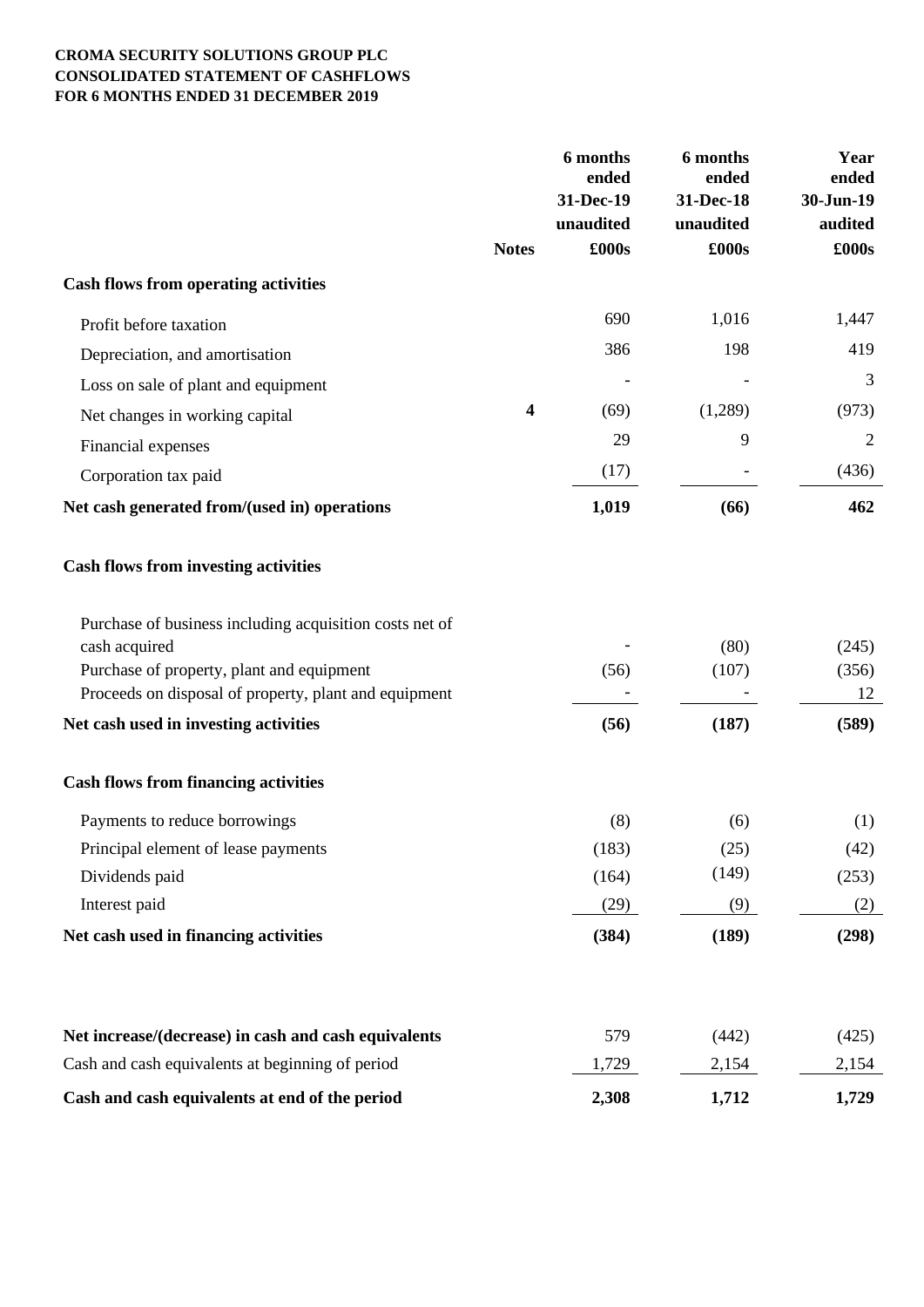**CROMA SECURITY SOLUTIONS GROUP PLC**
**CONSOLIDATED STATEMENT OF CASHFLOWS**
**FOR 6 MONTHS ENDED 31 DECEMBER 2019**

| | Notes | 6 months ended 31-Dec-19 unaudited £000s | 6 months ended 31-Dec-18 unaudited £000s | Year ended 30-Jun-19 audited £000s |
|---|---|---|---|---|
| **Cash flows from operating activities** | | | | |
| Profit before taxation | | 690 | 1,016 | 1,447 |
| Depreciation, and amortisation | | 386 | 198 | 419 |
| Loss on sale of plant and equipment | | - | - | 3 |
| Net changes in working capital | **4** | (69) | (1,289) | (973) |
| Financial expenses | | 29 | 9 | 2 |
| Corporation tax paid | | (17) | - | (436) |
| **Net cash generated from/(used in) operations** | | **1,019** | **(66)** | **462** |
| **Cash flows from investing activities** | | | | |
| Purchase of business including acquisition costs net of cash acquired | | - | (80) | (245) |
| Purchase of property, plant and equipment | | (56) | (107) | (356) |
| Proceeds on disposal of property, plant and equipment | | - | - | 12 |
| **Net cash used in investing activities** | | **(56)** | **(187)** | **(589)** |
| **Cash flows from financing activities** | | | | |
| Payments to reduce borrowings | | (8) | (6) | (1) |
| Principal element of lease payments | | (183) | (25) | (42) |
| Dividends paid | | (164) | (149) | (253) |
| Interest paid | | (29) | (9) | (2) |
| **Net cash used in financing activities** | | **(384)** | **(189)** | **(298)** |
| **Net increase/(decrease) in cash and cash equivalents** | | 579 | (442) | (425) |
| Cash and cash equivalents at beginning of period | | 1,729 | 2,154 | 2,154 |
| **Cash and cash equivalents at end of the period** | | **2,308** | **1,712** | **1,729** |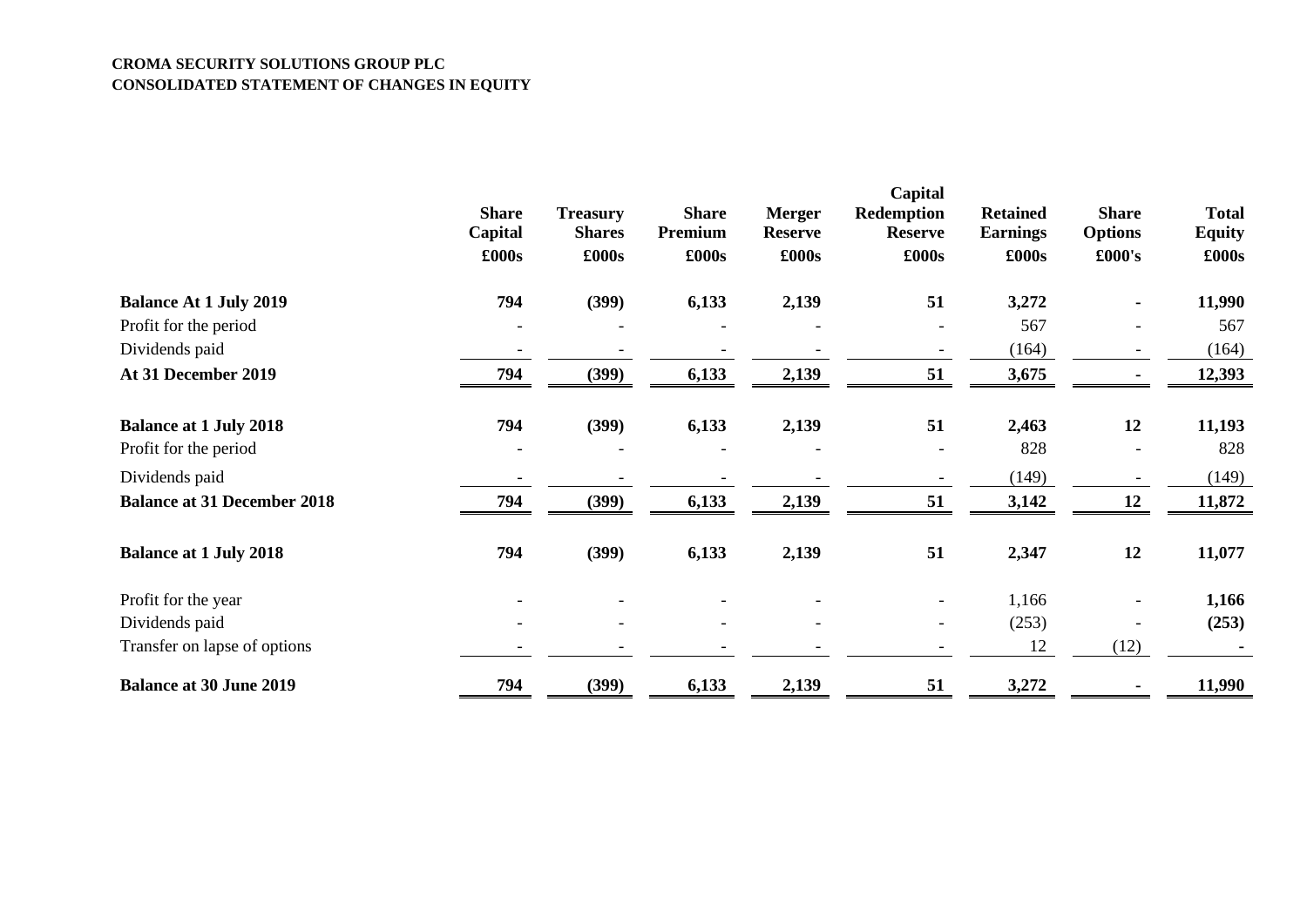**CROMA SECURITY SOLUTIONS GROUP PLC**
**CONSOLIDATED STATEMENT OF CHANGES IN EQUITY**

| | Share Capital | Treasury Shares | Share Premium | Merger Reserve | Capital Redemption Reserve | Retained Earnings | Share Options | Total Equity |
|---|---|---|---|---|---|---|---|---|
| | £000s | £000s | £000s | £000s | £000s | £000s | £000's | £000s |
| **Balance At 1 July 2019** | **794** | **(399)** | **6,133** | **2,139** | **51** | **3,272** | **-** | **11,990** |
| Profit for the period | - | - | - | - | - | 567 | - | 567 |
| Dividends paid | - | - | - | - | - | (164) | - | (164) |
| **At 31 December 2019** | **794** | **(399)** | **6,133** | **2,139** | **51** | **3,675** | **-** | **12,393** |
| **Balance at 1 July 2018** | **794** | **(399)** | **6,133** | **2,139** | **51** | **2,463** | **12** | **11,193** |
| Profit for the period | - | - | - | - | - | 828 | - | 828 |
| Dividends paid | - | - | - | - | - | (149) | - | (149) |
| **Balance at 31 December 2018** | **794** | **(399)** | **6,133** | **2,139** | **51** | **3,142** | **12** | **11,872** |
| **Balance at 1 July 2018** | **794** | **(399)** | **6,133** | **2,139** | **51** | **2,347** | **12** | **11,077** |
| Profit for the year | - | - | - | - | - | 1,166 | - | **1,166** |
| Dividends paid | - | - | - | - | - | (253) | - | **(253)** |
| Transfer on lapse of options | - | - | - | - | - | 12 | (12) | **-** |
| **Balance at 30 June 2019** | **794** | **(399)** | **6,133** | **2,139** | **51** | **3,272** | **-** | **11,990** |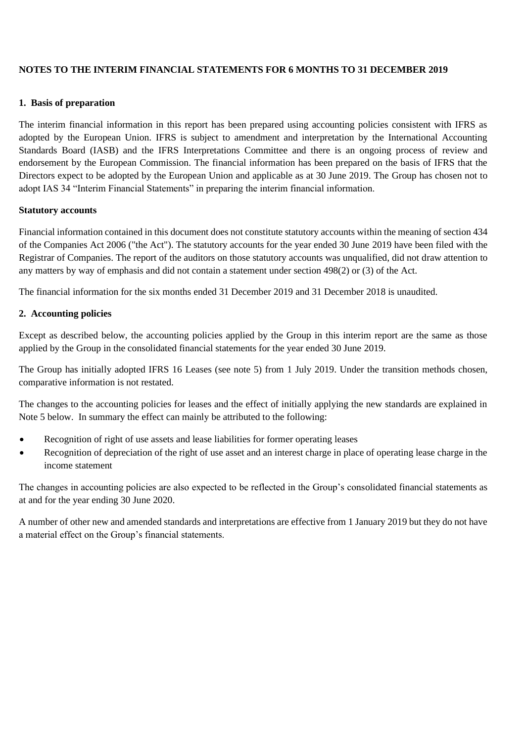**NOTES TO THE INTERIM FINANCIAL STATEMENTS FOR 6 MONTHS TO 31 DECEMBER 2019**

**1. Basis of preparation**

The interim financial information in this report has been prepared using accounting policies consistent with IFRS as adopted by the European Union. IFRS is subject to amendment and interpretation by the International Accounting Standards Board (IASB) and the IFRS Interpretations Committee and there is an ongoing process of review and endorsement by the European Commission. The financial information has been prepared on the basis of IFRS that the Directors expect to be adopted by the European Union and applicable as at 30 June 2019. The Group has chosen not to adopt IAS 34 "Interim Financial Statements" in preparing the interim financial information.

**Statutory accounts**

Financial information contained in this document does not constitute statutory accounts within the meaning of section 434 of the Companies Act 2006 ("the Act"). The statutory accounts for the year ended 30 June 2019 have been filed with the Registrar of Companies. The report of the auditors on those statutory accounts was unqualified, did not draw attention to any matters by way of emphasis and did not contain a statement under section 498(2) or (3) of the Act.

The financial information for the six months ended 31 December 2019 and 31 December 2018 is unaudited.

**2. Accounting policies**

Except as described below, the accounting policies applied by the Group in this interim report are the same as those applied by the Group in the consolidated financial statements for the year ended 30 June 2019.

The Group has initially adopted IFRS 16 Leases (see note 5) from 1 July 2019. Under the transition methods chosen, comparative information is not restated.

The changes to the accounting policies for leases and the effect of initially applying the new standards are explained in Note 5 below. In summary the effect can mainly be attributed to the following:

- Recognition of right of use assets and lease liabilities for former operating leases
- Recognition of depreciation of the right of use asset and an interest charge in place of operating lease charge in the income statement

The changes in accounting policies are also expected to be reflected in the Group's consolidated financial statements as at and for the year ending 30 June 2020.

A number of other new and amended standards and interpretations are effective from 1 January 2019 but they do not have a material effect on the Group's financial statements.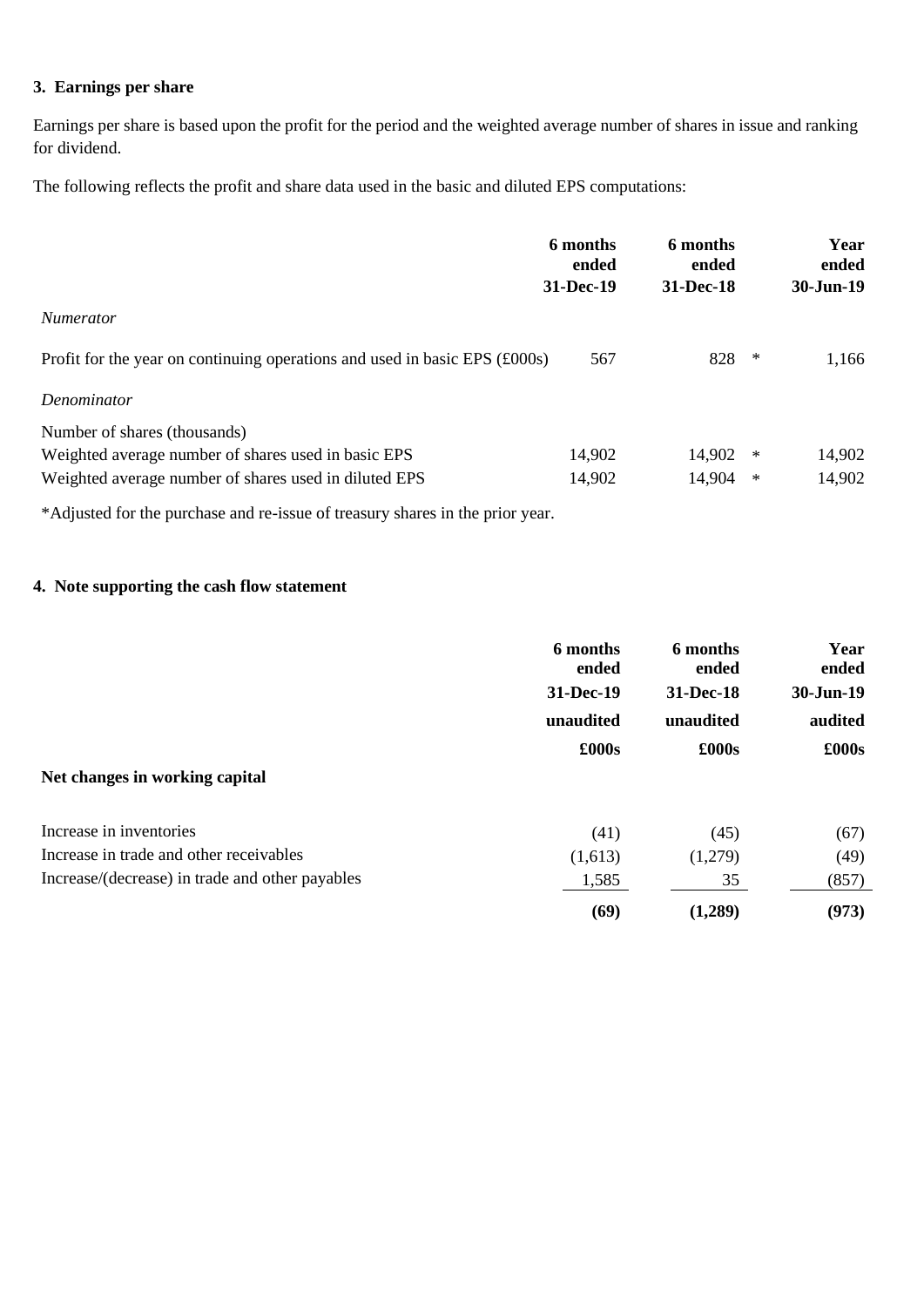### 3. Earnings per share

Earnings per share is based upon the profit for the period and the weighted average number of shares in issue and ranking for dividend.

The following reflects the profit and share data used in the basic and diluted EPS computations:

| | 6 months ended 31-Dec-19 | 6 months ended 31-Dec-18 | | Year ended 30-Jun-19 |
|---|---|---|---|---|
| *Numerator* | | | | |
| Profit for the year on continuing operations and used in basic EPS (£000s) | 567 | 828 | * | 1,166 |
| *Denominator* | | | | |
| Number of shares (thousands) | | | | |
| Weighted average number of shares used in basic EPS | 14,902 | 14,902 | * | 14,902 |
| Weighted average number of shares used in diluted EPS | 14,902 | 14,904 | * | 14,902 |

*Adjusted for the purchase and re-issue of treasury shares in the prior year.

### 4. Note supporting the cash flow statement

| | 6 months ended 31-Dec-19 unaudited £000s | 6 months ended 31-Dec-18 unaudited £000s | Year ended 30-Jun-19 audited £000s |
|---|---|---|---|
| **Net changes in working capital** | | | |
| Increase in inventories | (41) | (45) | (67) |
| Increase in trade and other receivables | (1,613) | (1,279) | (49) |
| Increase/(decrease) in trade and other payables | 1,585 | 35 | (857) |
| | **(69)** | **(1,289)** | **(973)** |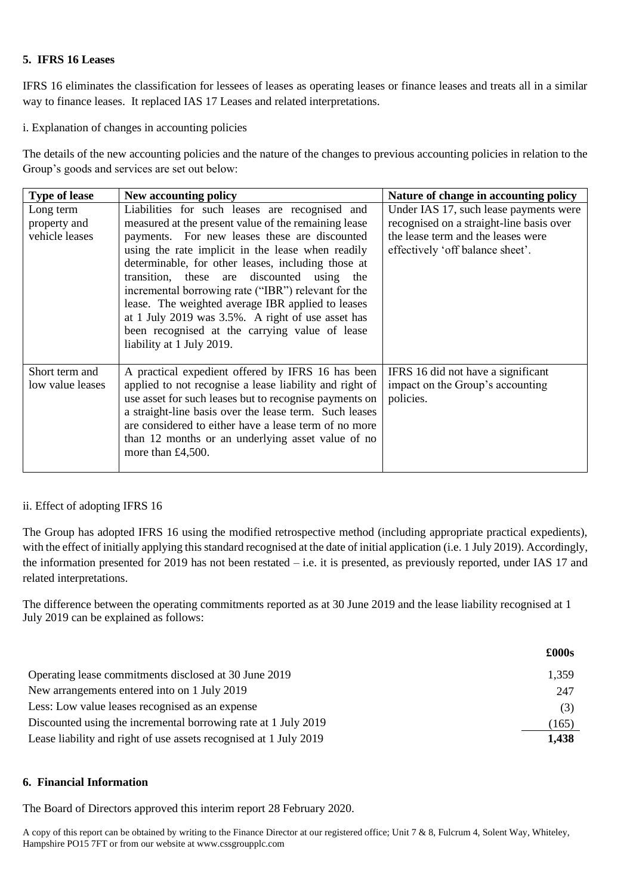### 5. IFRS 16 Leases

IFRS 16 eliminates the classification for lessees of leases as operating leases or finance leases and treats all in a similar way to finance leases. It replaced IAS 17 Leases and related interpretations.

i. Explanation of changes in accounting policies

The details of the new accounting policies and the nature of the changes to previous accounting policies in relation to the Group's goods and services are set out below:

| Type of lease | New accounting policy | Nature of change in accounting policy |
|---|---|---|
| Long term property and vehicle leases | Liabilities for such leases are recognised and measured at the present value of the remaining lease payments. For new leases these are discounted using the rate implicit in the lease when readily determinable, for other leases, including those at transition, these are discounted using the incremental borrowing rate ("IBR") relevant for the lease. The weighted average IBR applied to leases at 1 July 2019 was 3.5%. A right of use asset has been recognised at the carrying value of lease liability at 1 July 2019. | Under IAS 17, such lease payments were recognised on a straight-line basis over the lease term and the leases were effectively 'off balance sheet'. |
| Short term and low value leases | A practical expedient offered by IFRS 16 has been applied to not recognise a lease liability and right of use asset for such leases but to recognise payments on a straight-line basis over the lease term. Such leases are considered to either have a lease term of no more than 12 months or an underlying asset value of no more than £4,500. | IFRS 16 did not have a significant impact on the Group's accounting policies. |

ii. Effect of adopting IFRS 16

The Group has adopted IFRS 16 using the modified retrospective method (including appropriate practical expedients), with the effect of initially applying this standard recognised at the date of initial application (i.e. 1 July 2019). Accordingly, the information presented for 2019 has not been restated – i.e. it is presented, as previously reported, under IAS 17 and related interpretations.

The difference between the operating commitments reported as at 30 June 2019 and the lease liability recognised at 1 July 2019 can be explained as follows:

| | £000s |
|---|---|
| Operating lease commitments disclosed at 30 June 2019 | 1,359 |
| New arrangements entered into on 1 July 2019 | 247 |
| Less: Low value leases recognised as an expense | (3) |
| Discounted using the incremental borrowing rate at 1 July 2019 | (165) |
| Lease liability and right of use assets recognised at 1 July 2019 | **1,438** |

### 6. Financial Information

The Board of Directors approved this interim report 28 February 2020.

A copy of this report can be obtained by writing to the Finance Director at our registered office; Unit 7 & 8, Fulcrum 4, Solent Way, Whiteley, Hampshire PO15 7FT or from our website at www.cssgroupplc.com